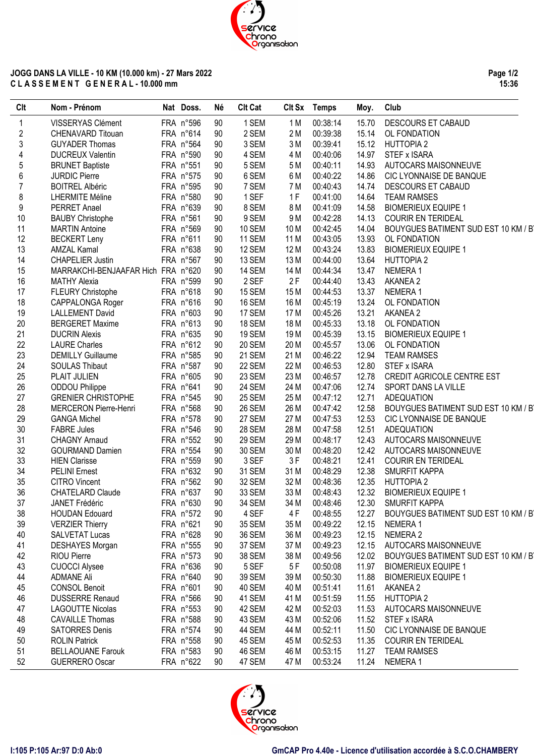**JOGG DANS LA VILLE - 10 KM (10.000 km) - 27 Mars 2022**
**C L A S S E M E N T G E N E R A L - 10.000 mm**

| Clt | Nom - Prénom | Nat | Doss. | Né | Clt Cat | Clt Sx | Temps | Moy. | Club |
|---|---|---|---|---|---|---|---|---|---|
| 1 | VISSERYAS Clément | FRA | n°596 | 90 | 1 SEM | 1 M | 00:38:14 | 15.70 | DESCOURS ET CABAUD |
| 2 | CHENAVARD Titouan | FRA | n°614 | 90 | 2 SEM | 2 M | 00:39:38 | 15.14 | OL FONDATION |
| 3 | GUYADER Thomas | FRA | n°564 | 90 | 3 SEM | 3 M | 00:39:41 | 15.12 | HUTTOPIA 2 |
| 4 | DUCREUX Valentin | FRA | n°590 | 90 | 4 SEM | 4 M | 00:40:06 | 14.97 | STEF x ISARA |
| 5 | BRUNET Baptiste | FRA | n°551 | 90 | 5 SEM | 5 M | 00:40:11 | 14.93 | AUTOCARS MAISONNEUVE |
| 6 | JURDIC Pierre | FRA | n°575 | 90 | 6 SEM | 6 M | 00:40:22 | 14.86 | CIC LYONNAISE DE BANQUE |
| 7 | BOITREL Albéric | FRA | n°595 | 90 | 7 SEM | 7 M | 00:40:43 | 14.74 | DESCOURS ET CABAUD |
| 8 | LHERMITE Méline | FRA | n°580 | 90 | 1 SEF | 1 F | 00:41:00 | 14.64 | TEAM RAMSES |
| 9 | PERRET Anael | FRA | n°639 | 90 | 8 SEM | 8 M | 00:41:09 | 14.58 | BIOMERIEUX EQUIPE 1 |
| 10 | BAUBY Christophe | FRA | n°561 | 90 | 9 SEM | 9 M | 00:42:28 | 14.13 | COURIR EN TERIDEAL |
| 11 | MARTIN Antoine | FRA | n°569 | 90 | 10 SEM | 10 M | 00:42:45 | 14.04 | BOUYGUES BATIMENT SUD EST 10 KM / B |
| 12 | BECKERT Leny | FRA | n°611 | 90 | 11 SEM | 11 M | 00:43:05 | 13.93 | OL FONDATION |
| 13 | AMZAL Kamal | FRA | n°638 | 90 | 12 SEM | 12 M | 00:43:24 | 13.83 | BIOMERIEUX EQUIPE 1 |
| 14 | CHAPELIER Justin | FRA | n°567 | 90 | 13 SEM | 13 M | 00:44:00 | 13.64 | HUTTOPIA 2 |
| 15 | MARRAKCHI-BENJAAFAR Hich | FRA | n°620 | 90 | 14 SEM | 14 M | 00:44:34 | 13.47 | NEMERA 1 |
| 16 | MATHY Alexia | FRA | n°599 | 90 | 2 SEF | 2 F | 00:44:40 | 13.43 | AKANEA 2 |
| 17 | FLEURY Christophe | FRA | n°618 | 90 | 15 SEM | 15 M | 00:44:53 | 13.37 | NEMERA 1 |
| 18 | CAPPALONGA Roger | FRA | n°616 | 90 | 16 SEM | 16 M | 00:45:19 | 13.24 | OL FONDATION |
| 19 | LALLEMENT David | FRA | n°603 | 90 | 17 SEM | 17 M | 00:45:26 | 13.21 | AKANEA 2 |
| 20 | BERGERET Maxime | FRA | n°613 | 90 | 18 SEM | 18 M | 00:45:33 | 13.18 | OL FONDATION |
| 21 | DUCRIN Alexis | FRA | n°635 | 90 | 19 SEM | 19 M | 00:45:39 | 13.15 | BIOMERIEUX EQUIPE 1 |
| 22 | LAURE Charles | FRA | n°612 | 90 | 20 SEM | 20 M | 00:45:57 | 13.06 | OL FONDATION |
| 23 | DEMILLY Guillaume | FRA | n°585 | 90 | 21 SEM | 21 M | 00:46:22 | 12.94 | TEAM RAMSES |
| 24 | SOULAS Thibaut | FRA | n°587 | 90 | 22 SEM | 22 M | 00:46:53 | 12.80 | STEF x ISARA |
| 25 | PLAIT JULIEN | FRA | n°605 | 90 | 23 SEM | 23 M | 00:46:57 | 12.78 | CREDIT AGRICOLE CENTRE EST |
| 26 | ODDOU Philippe | FRA | n°641 | 90 | 24 SEM | 24 M | 00:47:06 | 12.74 | SPORT DANS LA VILLE |
| 27 | GRENIER CHRISTOPHE | FRA | n°545 | 90 | 25 SEM | 25 M | 00:47:12 | 12.71 | ADEQUATION |
| 28 | MERCERON Pierre-Henri | FRA | n°568 | 90 | 26 SEM | 26 M | 00:47:42 | 12.58 | BOUYGUES BATIMENT SUD EST 10 KM / B |
| 29 | GANGA Michel | FRA | n°578 | 90 | 27 SEM | 27 M | 00:47:53 | 12.53 | CIC LYONNAISE DE BANQUE |
| 30 | FABRE Jules | FRA | n°546 | 90 | 28 SEM | 28 M | 00:47:58 | 12.51 | ADEQUATION |
| 31 | CHAGNY Arnaud | FRA | n°552 | 90 | 29 SEM | 29 M | 00:48:17 | 12.43 | AUTOCARS MAISONNEUVE |
| 32 | GOURMAND Damien | FRA | n°554 | 90 | 30 SEM | 30 M | 00:48:20 | 12.42 | AUTOCARS MAISONNEUVE |
| 33 | HIEN Clarisse | FRA | n°559 | 90 | 3 SEF | 3 F | 00:48:21 | 12.41 | COURIR EN TERIDEAL |
| 34 | PELINI Ernest | FRA | n°632 | 90 | 31 SEM | 31 M | 00:48:29 | 12.38 | SMURFIT KAPPA |
| 35 | CITRO Vincent | FRA | n°562 | 90 | 32 SEM | 32 M | 00:48:36 | 12.35 | HUTTOPIA 2 |
| 36 | CHATELARD Claude | FRA | n°637 | 90 | 33 SEM | 33 M | 00:48:43 | 12.32 | BIOMERIEUX EQUIPE 1 |
| 37 | JANET Frédéric | FRA | n°630 | 90 | 34 SEM | 34 M | 00:48:46 | 12.30 | SMURFIT KAPPA |
| 38 | HOUDAN Edouard | FRA | n°572 | 90 | 4 SEF | 4 F | 00:48:55 | 12.27 | BOUYGUES BATIMENT SUD EST 10 KM / B |
| 39 | VERZIER Thierry | FRA | n°621 | 90 | 35 SEM | 35 M | 00:49:22 | 12.15 | NEMERA 1 |
| 40 | SALVETAT Lucas | FRA | n°628 | 90 | 36 SEM | 36 M | 00:49:23 | 12.15 | NEMERA 2 |
| 41 | DESHAYES Morgan | FRA | n°555 | 90 | 37 SEM | 37 M | 00:49:23 | 12.15 | AUTOCARS MAISONNEUVE |
| 42 | RIOU Pierre | FRA | n°573 | 90 | 38 SEM | 38 M | 00:49:56 | 12.02 | BOUYGUES BATIMENT SUD EST 10 KM / B |
| 43 | CUOCCI Alysee | FRA | n°636 | 90 | 5 SEF | 5 F | 00:50:08 | 11.97 | BIOMERIEUX EQUIPE 1 |
| 44 | ADMANE Ali | FRA | n°640 | 90 | 39 SEM | 39 M | 00:50:30 | 11.88 | BIOMERIEUX EQUIPE 1 |
| 45 | CONSOL Benoit | FRA | n°601 | 90 | 40 SEM | 40 M | 00:51:41 | 11.61 | AKANEA 2 |
| 46 | DUSSERRE Renaud | FRA | n°566 | 90 | 41 SEM | 41 M | 00:51:59 | 11.55 | HUTTOPIA 2 |
| 47 | LAGOUTTE Nicolas | FRA | n°553 | 90 | 42 SEM | 42 M | 00:52:03 | 11.53 | AUTOCARS MAISONNEUVE |
| 48 | CAVAILLE Thomas | FRA | n°588 | 90 | 43 SEM | 43 M | 00:52:06 | 11.52 | STEF x ISARA |
| 49 | SATORRES Denis | FRA | n°574 | 90 | 44 SEM | 44 M | 00:52:11 | 11.50 | CIC LYONNAISE DE BANQUE |
| 50 | ROLIN Patrick | FRA | n°558 | 90 | 45 SEM | 45 M | 00:52:53 | 11.35 | COURIR EN TERIDEAL |
| 51 | BELLAOUANE Farouk | FRA | n°583 | 90 | 46 SEM | 46 M | 00:53:15 | 11.27 | TEAM RAMSES |
| 52 | GUERRERO Oscar | FRA | n°622 | 90 | 47 SEM | 47 M | 00:53:24 | 11.24 | NEMERA 1 |

I:105 P:105 Ar:97 D:0 Ab:0

GmCAP Pro 4.40e - Licence d'utilisation accordée à S.C.O.CHAMBERY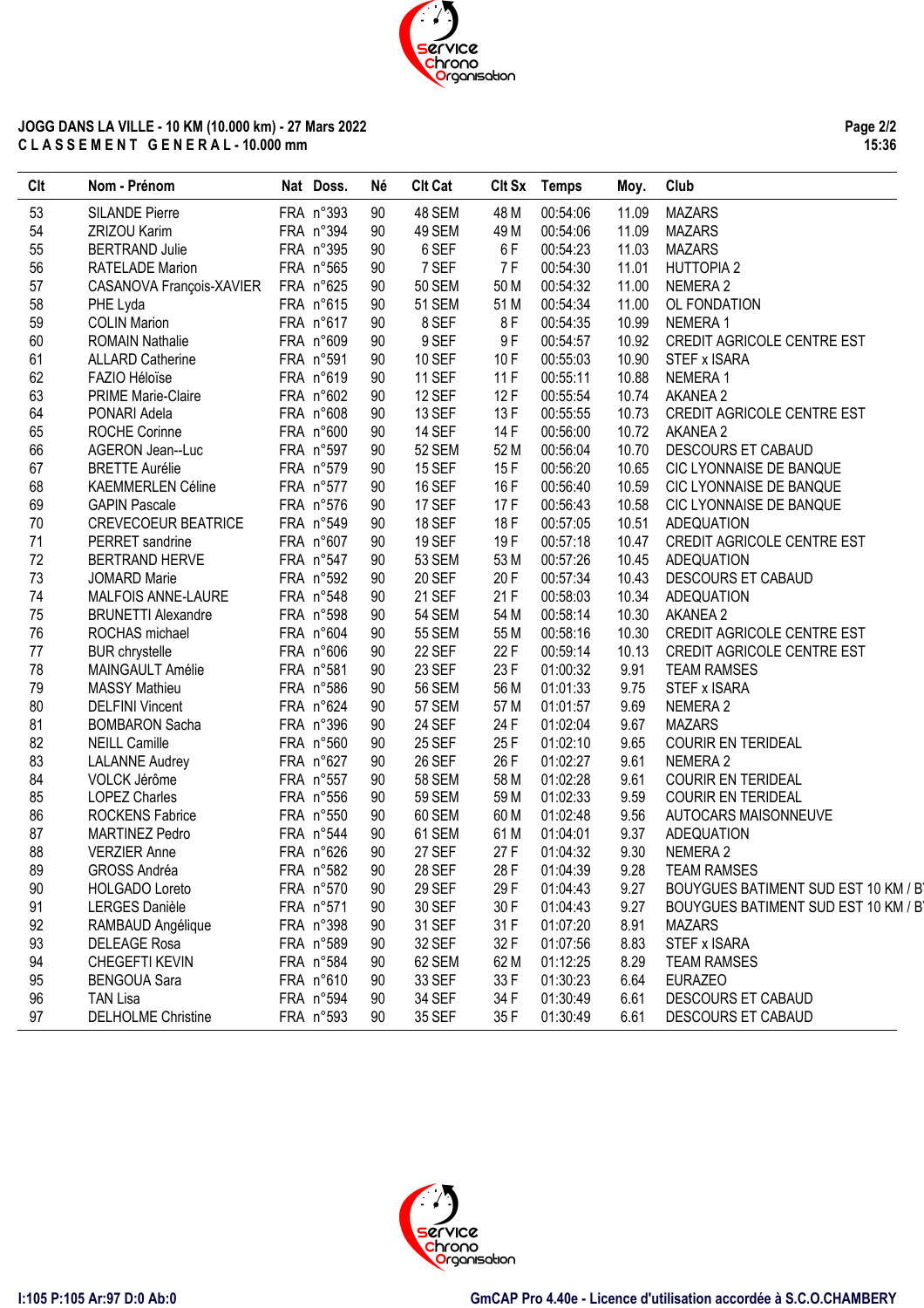**JOGG DANS LA VILLE - 10 KM (10.000 km) - 27 Mars 2022**
**C L A S S E M E N T G E N E R A L - 10.000 mm**

| Clt | Nom - Prénom | Nat | Doss. | Né | Clt Cat | Clt Sx | Temps | Moy. | Club |
|---|---|---|---|---|---|---|---|---|---|
| 53 | SILANDE Pierre | FRA | n°393 | 90 | 48 SEM | 48 M | 00:54:06 | 11.09 | MAZARS |
| 54 | ZRIZOU Karim | FRA | n°394 | 90 | 49 SEM | 49 M | 00:54:06 | 11.09 | MAZARS |
| 55 | BERTRAND Julie | FRA | n°395 | 90 | 6 SEF | 6 F | 00:54:23 | 11.03 | MAZARS |
| 56 | RATELADE Marion | FRA | n°565 | 90 | 7 SEF | 7 F | 00:54:30 | 11.01 | HUTTOPIA 2 |
| 57 | CASANOVA François-XAVIER | FRA | n°625 | 90 | 50 SEM | 50 M | 00:54:32 | 11.00 | NEMERA 2 |
| 58 | PHE Lyda | FRA | n°615 | 90 | 51 SEM | 51 M | 00:54:34 | 11.00 | OL FONDATION |
| 59 | COLIN Marion | FRA | n°617 | 90 | 8 SEF | 8 F | 00:54:35 | 10.99 | NEMERA 1 |
| 60 | ROMAIN Nathalie | FRA | n°609 | 90 | 9 SEF | 9 F | 00:54:57 | 10.92 | CREDIT AGRICOLE CENTRE EST |
| 61 | ALLARD Catherine | FRA | n°591 | 90 | 10 SEF | 10 F | 00:55:03 | 10.90 | STEF x ISARA |
| 62 | FAZIO Héloïse | FRA | n°619 | 90 | 11 SEF | 11 F | 00:55:11 | 10.88 | NEMERA 1 |
| 63 | PRIME Marie-Claire | FRA | n°602 | 90 | 12 SEF | 12 F | 00:55:54 | 10.74 | AKANEA 2 |
| 64 | PONARI Adela | FRA | n°608 | 90 | 13 SEF | 13 F | 00:55:55 | 10.73 | CREDIT AGRICOLE CENTRE EST |
| 65 | ROCHE Corinne | FRA | n°600 | 90 | 14 SEF | 14 F | 00:56:00 | 10.72 | AKANEA 2 |
| 66 | AGERON Jean--Luc | FRA | n°597 | 90 | 52 SEM | 52 M | 00:56:04 | 10.70 | DESCOURS ET CABAUD |
| 67 | BRETTE Aurélie | FRA | n°579 | 90 | 15 SEF | 15 F | 00:56:20 | 10.65 | CIC LYONNAISE DE BANQUE |
| 68 | KAEMMERLEN Céline | FRA | n°577 | 90 | 16 SEF | 16 F | 00:56:40 | 10.59 | CIC LYONNAISE DE BANQUE |
| 69 | GAPIN Pascale | FRA | n°576 | 90 | 17 SEF | 17 F | 00:56:43 | 10.58 | CIC LYONNAISE DE BANQUE |
| 70 | CREVECOEUR BEATRICE | FRA | n°549 | 90 | 18 SEF | 18 F | 00:57:05 | 10.51 | ADEQUATION |
| 71 | PERRET sandrine | FRA | n°607 | 90 | 19 SEF | 19 F | 00:57:18 | 10.47 | CREDIT AGRICOLE CENTRE EST |
| 72 | BERTRAND HERVE | FRA | n°547 | 90 | 53 SEM | 53 M | 00:57:26 | 10.45 | ADEQUATION |
| 73 | JOMARD Marie | FRA | n°592 | 90 | 20 SEF | 20 F | 00:57:34 | 10.43 | DESCOURS ET CABAUD |
| 74 | MALFOIS ANNE-LAURE | FRA | n°548 | 90 | 21 SEF | 21 F | 00:58:03 | 10.34 | ADEQUATION |
| 75 | BRUNETTI Alexandre | FRA | n°598 | 90 | 54 SEM | 54 M | 00:58:14 | 10.30 | AKANEA 2 |
| 76 | ROCHAS michael | FRA | n°604 | 90 | 55 SEM | 55 M | 00:58:16 | 10.30 | CREDIT AGRICOLE CENTRE EST |
| 77 | BUR chrystelle | FRA | n°606 | 90 | 22 SEF | 22 F | 00:59:14 | 10.13 | CREDIT AGRICOLE CENTRE EST |
| 78 | MAINGAULT Amélie | FRA | n°581 | 90 | 23 SEF | 23 F | 01:00:32 | 9.91 | TEAM RAMSES |
| 79 | MASSY Mathieu | FRA | n°586 | 90 | 56 SEM | 56 M | 01:01:33 | 9.75 | STEF x ISARA |
| 80 | DELFINI Vincent | FRA | n°624 | 90 | 57 SEM | 57 M | 01:01:57 | 9.69 | NEMERA 2 |
| 81 | BOMBARON Sacha | FRA | n°396 | 90 | 24 SEF | 24 F | 01:02:04 | 9.67 | MAZARS |
| 82 | NEILL Camille | FRA | n°560 | 90 | 25 SEF | 25 F | 01:02:10 | 9.65 | COURIR EN TERIDEAL |
| 83 | LALANNE Audrey | FRA | n°627 | 90 | 26 SEF | 26 F | 01:02:27 | 9.61 | NEMERA 2 |
| 84 | VOLCK Jérôme | FRA | n°557 | 90 | 58 SEM | 58 M | 01:02:28 | 9.61 | COURIR EN TERIDEAL |
| 85 | LOPEZ Charles | FRA | n°556 | 90 | 59 SEM | 59 M | 01:02:33 | 9.59 | COURIR EN TERIDEAL |
| 86 | ROCKENS Fabrice | FRA | n°550 | 90 | 60 SEM | 60 M | 01:02:48 | 9.56 | AUTOCARS MAISONNEUVE |
| 87 | MARTINEZ Pedro | FRA | n°544 | 90 | 61 SEM | 61 M | 01:04:01 | 9.37 | ADEQUATION |
| 88 | VERZIER Anne | FRA | n°626 | 90 | 27 SEF | 27 F | 01:04:32 | 9.30 | NEMERA 2 |
| 89 | GROSS Andréa | FRA | n°582 | 90 | 28 SEF | 28 F | 01:04:39 | 9.28 | TEAM RAMSES |
| 90 | HOLGADO Loreto | FRA | n°570 | 90 | 29 SEF | 29 F | 01:04:43 | 9.27 | BOUYGUES BATIMENT SUD EST 10 KM / B |
| 91 | LERGES Danièle | FRA | n°571 | 90 | 30 SEF | 30 F | 01:04:43 | 9.27 | BOUYGUES BATIMENT SUD EST 10 KM / B |
| 92 | RAMBAUD Angélique | FRA | n°398 | 90 | 31 SEF | 31 F | 01:07:20 | 8.91 | MAZARS |
| 93 | DELEAGE Rosa | FRA | n°589 | 90 | 32 SEF | 32 F | 01:07:56 | 8.83 | STEF x ISARA |
| 94 | CHEGEFTI KEVIN | FRA | n°584 | 90 | 62 SEM | 62 M | 01:12:25 | 8.29 | TEAM RAMSES |
| 95 | BENGOUA Sara | FRA | n°610 | 90 | 33 SEF | 33 F | 01:30:23 | 6.64 | EURAZEO |
| 96 | TAN Lisa | FRA | n°594 | 90 | 34 SEF | 34 F | 01:30:49 | 6.61 | DESCOURS ET CABAUD |
| 97 | DELHOLME Christine | FRA | n°593 | 90 | 35 SEF | 35 F | 01:30:49 | 6.61 | DESCOURS ET CABAUD |

I:105 P:105 Ar:97 D:0 Ab:0

GmCAP Pro 4.40e - Licence d'utilisation accordée à S.C.O.CHAMBERY